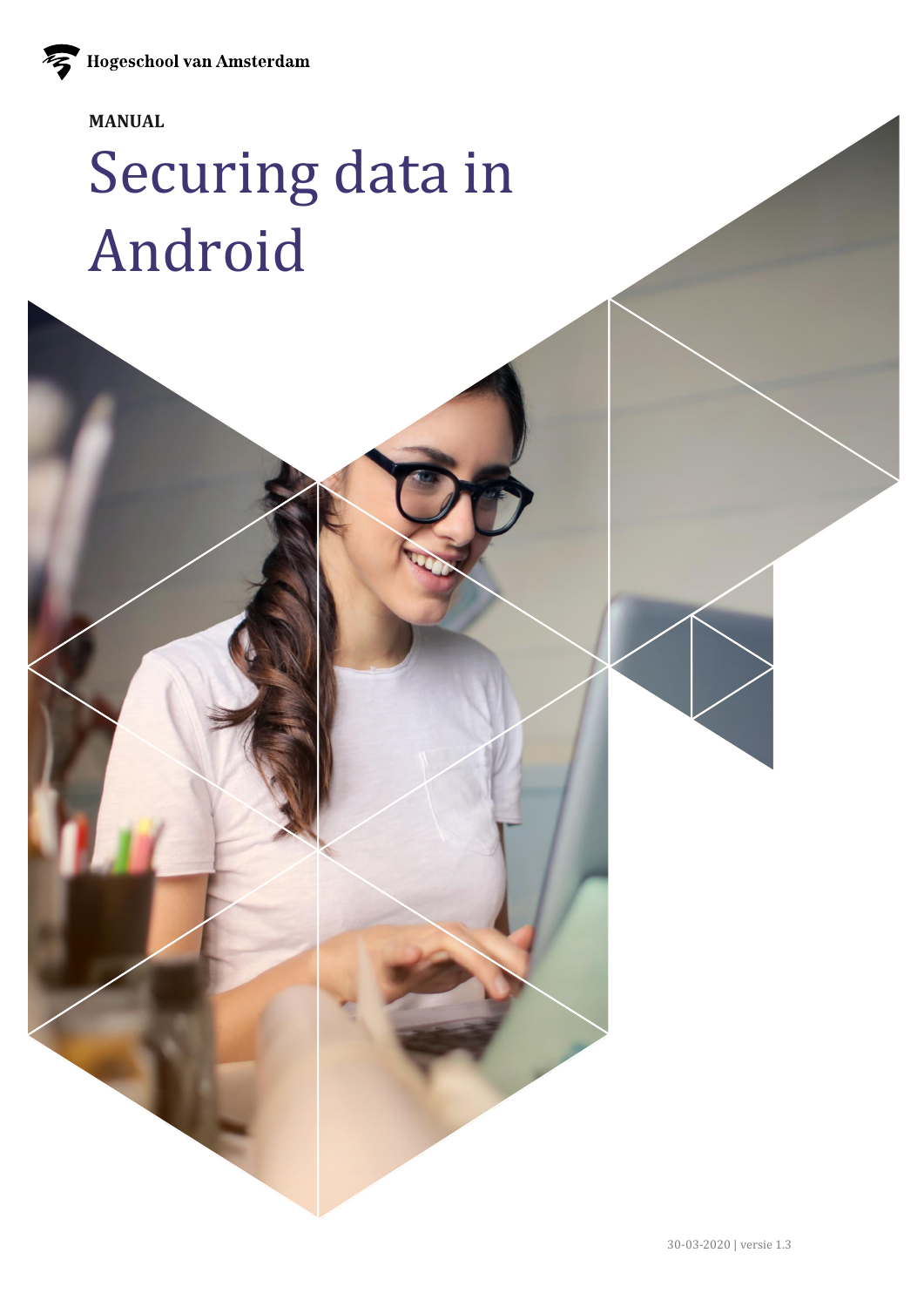Hogeschool van Amsterdam

**MANUAL**

# Securing data in Android

30-03-2020 | versie 1.3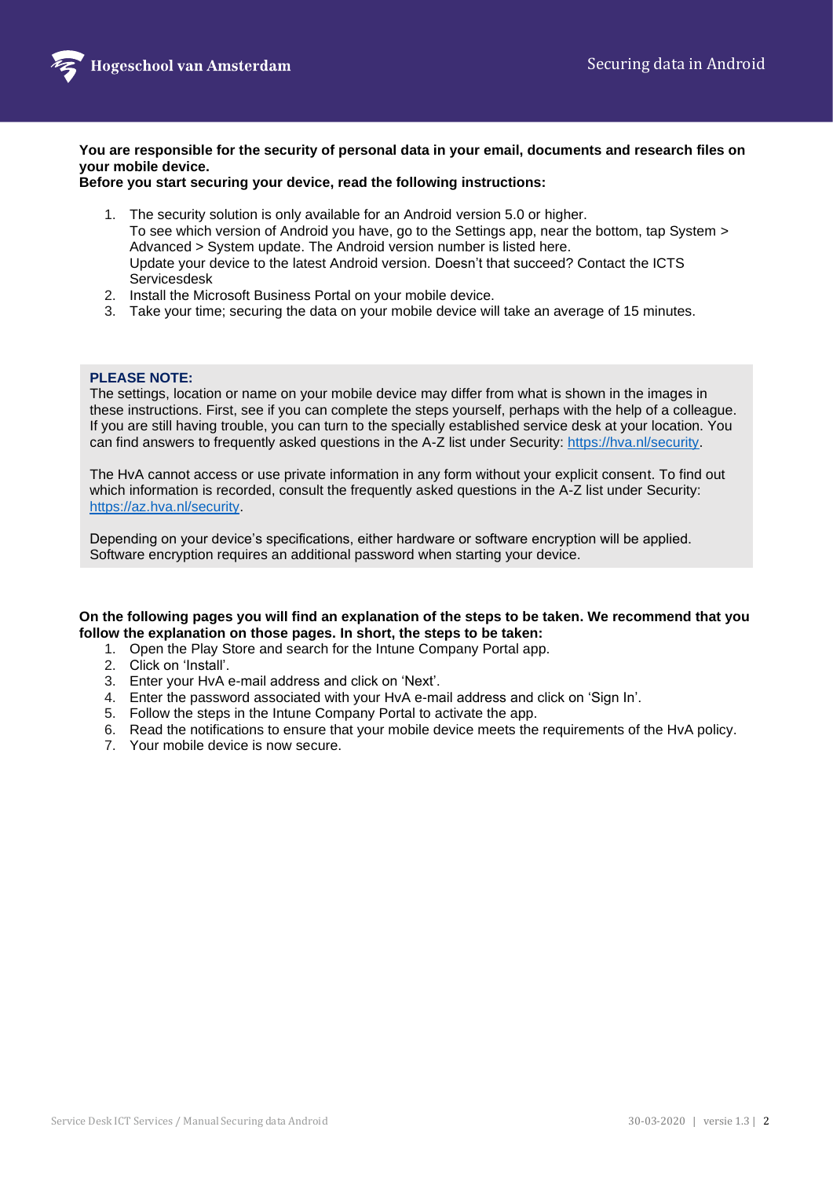**You are responsible for the security of personal data in your email, documents and research files on your mobile device.**
**Before you start securing your device, read the following instructions:**

1. The security solution is only available for an Android version 5.0 or higher.
   To see which version of Android you have, go to the Settings app, near the bottom, tap System > Advanced > System update. The Android version number is listed here.
   Update your device to the latest Android version. Doesn't that succeed? Contact the ICTS Servicesdesk
2. Install the Microsoft Business Portal on your mobile device.
3. Take your time; securing the data on your mobile device will take an average of 15 minutes.

**PLEASE NOTE:**
The settings, location or name on your mobile device may differ from what is shown in the images in these instructions. First, see if you can complete the steps yourself, perhaps with the help of a colleague. If you are still having trouble, you can turn to the specially established service desk at your location. You can find answers to frequently asked questions in the A-Z list under Security: https://hva.nl/security.

The HvA cannot access or use private information in any form without your explicit consent. To find out which information is recorded, consult the frequently asked questions in the A-Z list under Security: https://az.hva.nl/security.

Depending on your device's specifications, either hardware or software encryption will be applied. Software encryption requires an additional password when starting your device.

**On the following pages you will find an explanation of the steps to be taken. We recommend that you follow the explanation on those pages. In short, the steps to be taken:**

1. Open the Play Store and search for the Intune Company Portal app.
2. Click on 'Install'.
3. Enter your HvA e-mail address and click on 'Next'.
4. Enter the password associated with your HvA e-mail address and click on 'Sign In'.
5. Follow the steps in the Intune Company Portal to activate the app.
6. Read the notifications to ensure that your mobile device meets the requirements of the HvA policy.
7. Your mobile device is now secure.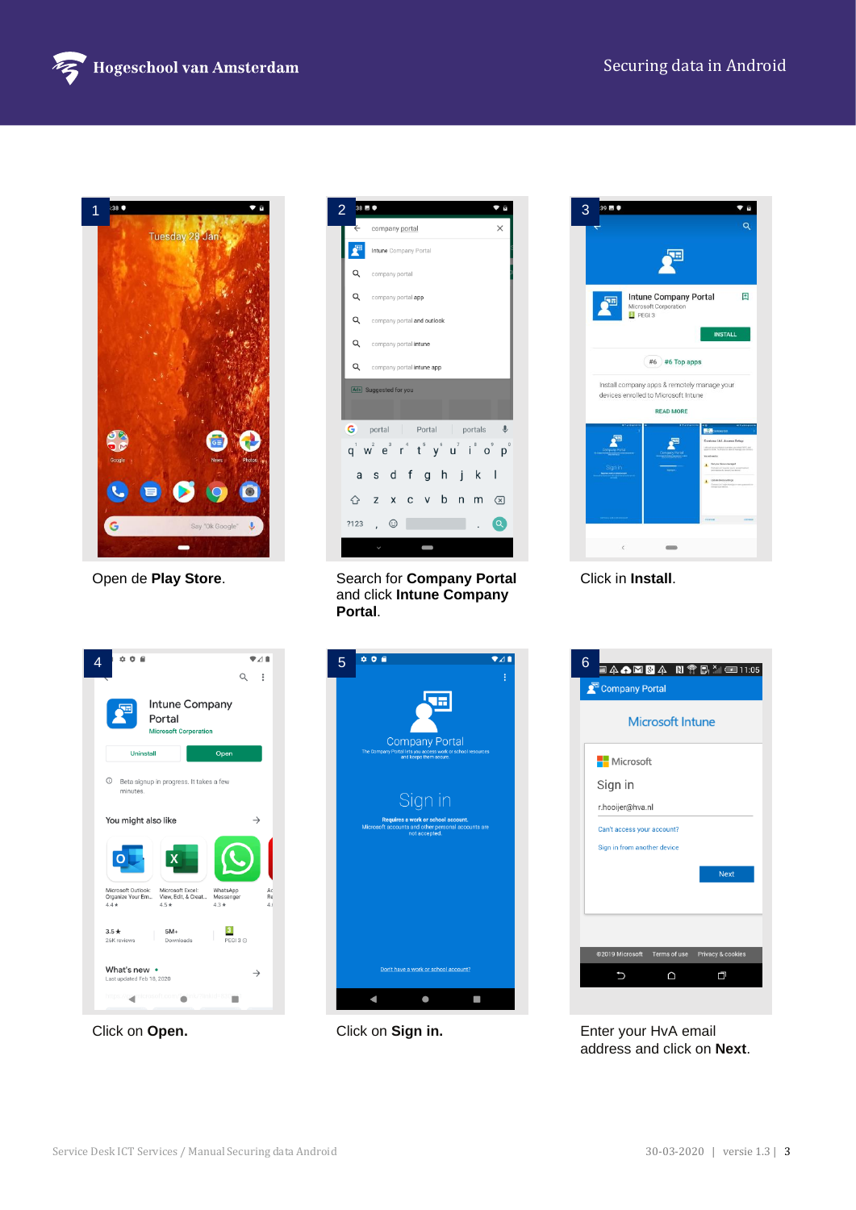1

Open de **Play Store**.

2

Search for **Company Portal** and click **Intune Company Portal**.

3

Click in **Install**.

4

Click on **Open.**

5

Click on **Sign in.**

6

Enter your HvA email address and click on **Next**.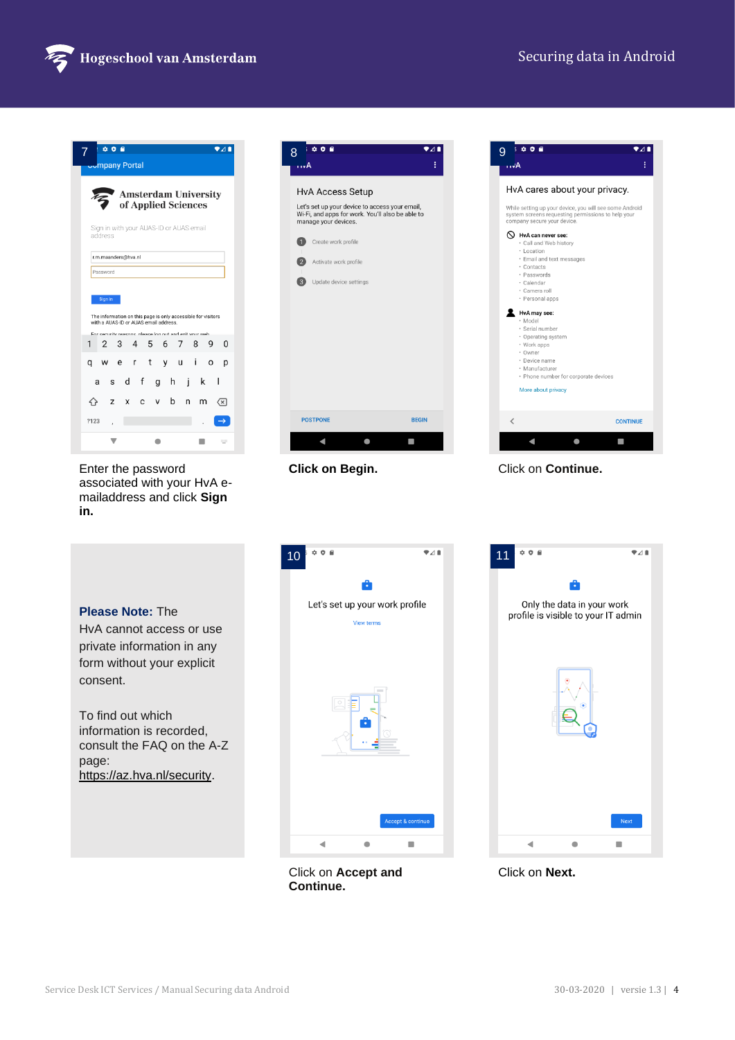7

Enter the password associated with your HvA e-mailaddress and click **Sign in.**

8

**Click on Begin.**

9

Click on **Continue.**

**Please Note:** The HvA cannot access or use private information in any form without your explicit consent.

To find out which information is recorded, consult the FAQ on the A-Z page: https://az.hva.nl/security.

10

Click on **Accept and Continue.**

11

Click on **Next.**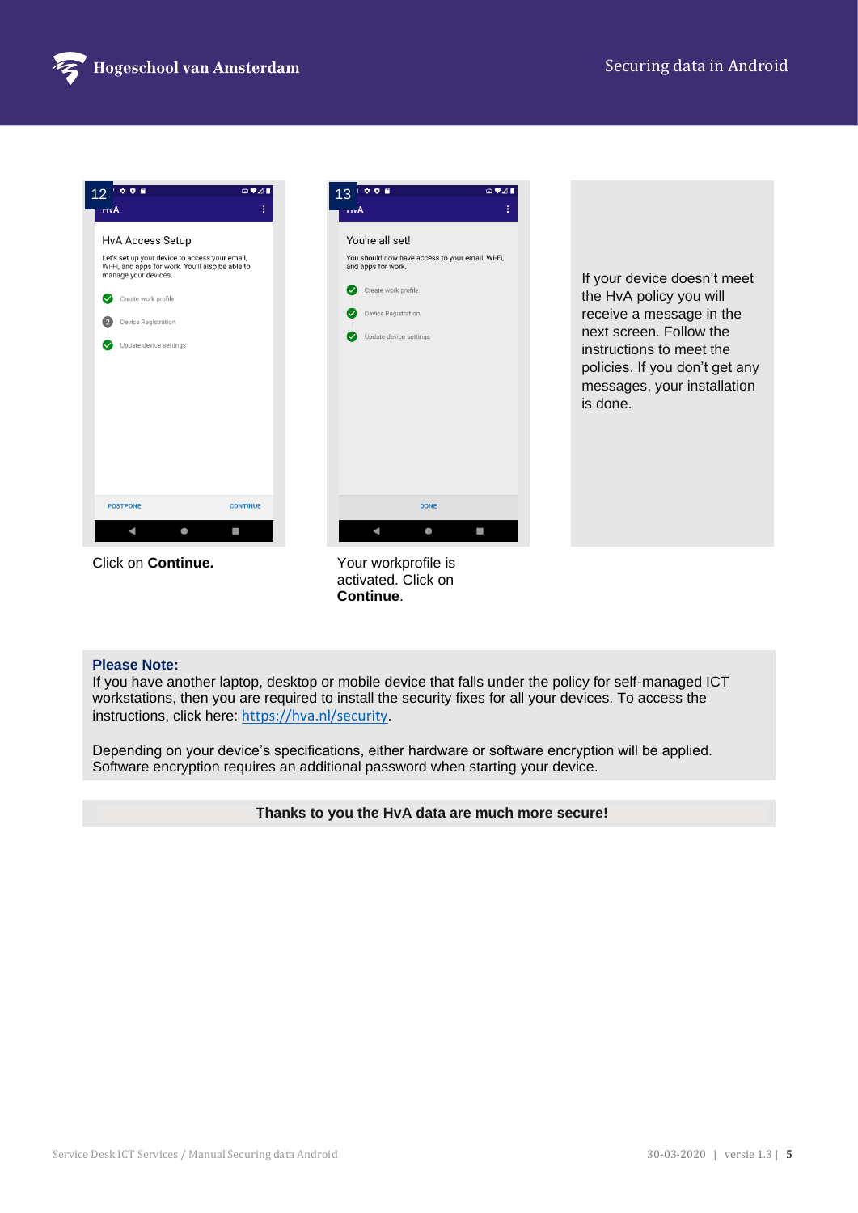12

Click on **Continue.**

13

Your workprofile is activated. Click on **Continue**.

If your device doesn't meet the HvA policy you will receive a message in the next screen. Follow the instructions to meet the policies. If you don't get any messages, your installation is done.

**Please Note:**
If you have another laptop, desktop or mobile device that falls under the policy for self-managed ICT workstations, then you are required to install the security fixes for all your devices. To access the instructions, click here: https://hva.nl/security.

Depending on your device's specifications, either hardware or software encryption will be applied. Software encryption requires an additional password when starting your device.

**Thanks to you the HvA data are much more secure!**